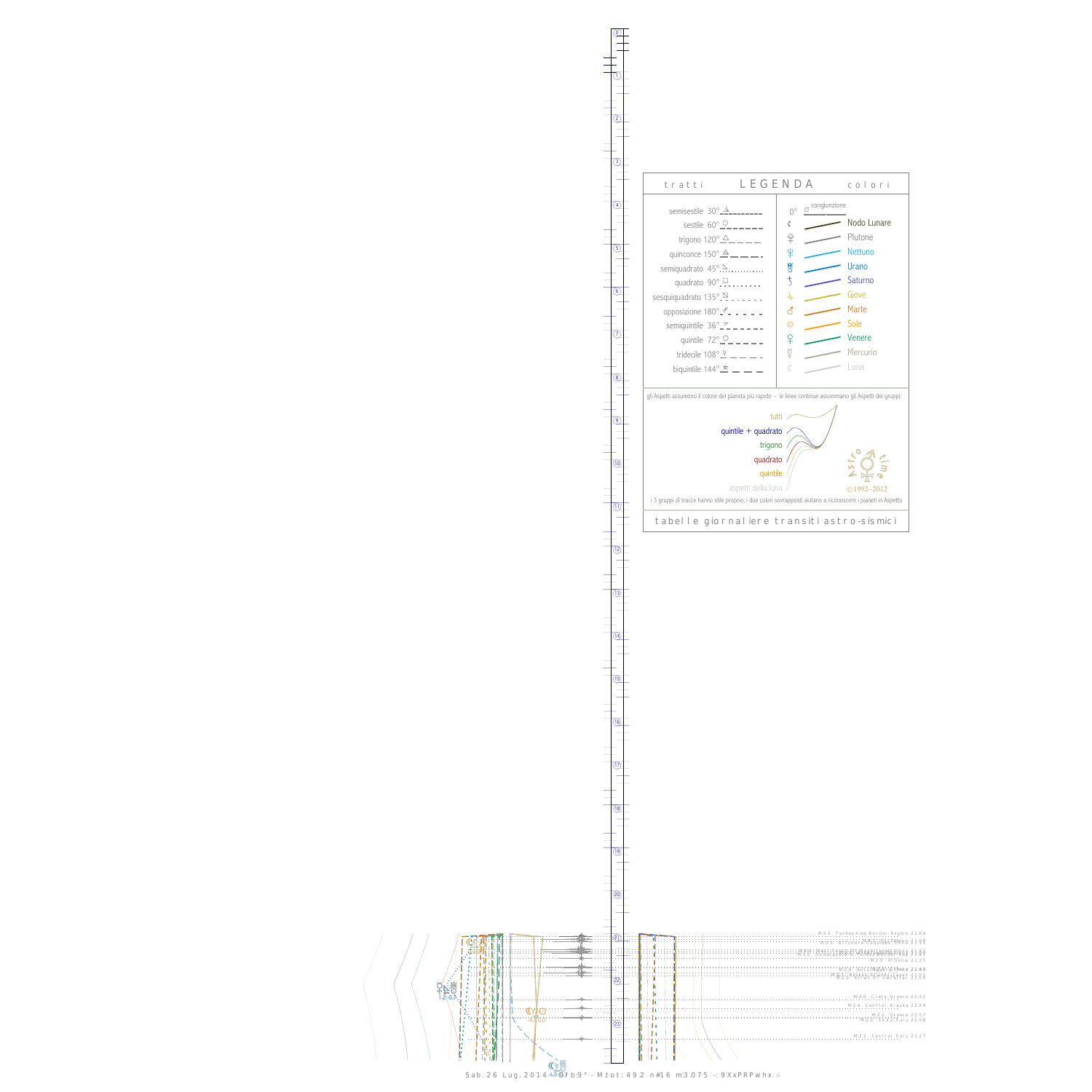## LEGENDA

**tratti**

- semisestile 30°
- sestile 60°
- trigono 120°
- quinconce 150°
- semiquadrato 45°
- quadrato 90°
- sesquiquadrato 135°
- opposizione 180°
- semiquintile 36°
- quintile 72°
- tridecile 108°
- biquintile 144°

**colori**

- 0° congiunzione
- Nodo Lunare
- Plutone
- Nettuno
- Urano
- Saturno
- Giove
- Marte
- Sole
- Venere
- Mercurio
- Luna

gli Aspetti assumono il colore del pianeta più rapido - le linee continue assommano gli Aspetti dei gruppi:

- tutti
- quintile + quadrato
- trigono
- quadrato
- quintile
- aspetti della luna

Astro time ©1992–2012

i 3 gruppi di tracce hanno stile proprio; i due colori sovrapposti aiutano a riconoscere i pianeti in Aspetto

tabelle giornaliere transiti astro-sismici

M2.5 Turkey-Iraq Border Region 21:04

M2.5 Albania 21:35

M2.0 Crete, Greece 22:32

M2.6 Central Alaska 22:44

M2.2 Greece 22:57

M2.2 Sicily, Italy 22:58

M2.2 Central Italy 23:27

Sab. 26 Lug. 2014 - Orb: 9° - M.tot: 49.2 n#16 m:3.075 -: 9XxPRPwhx :-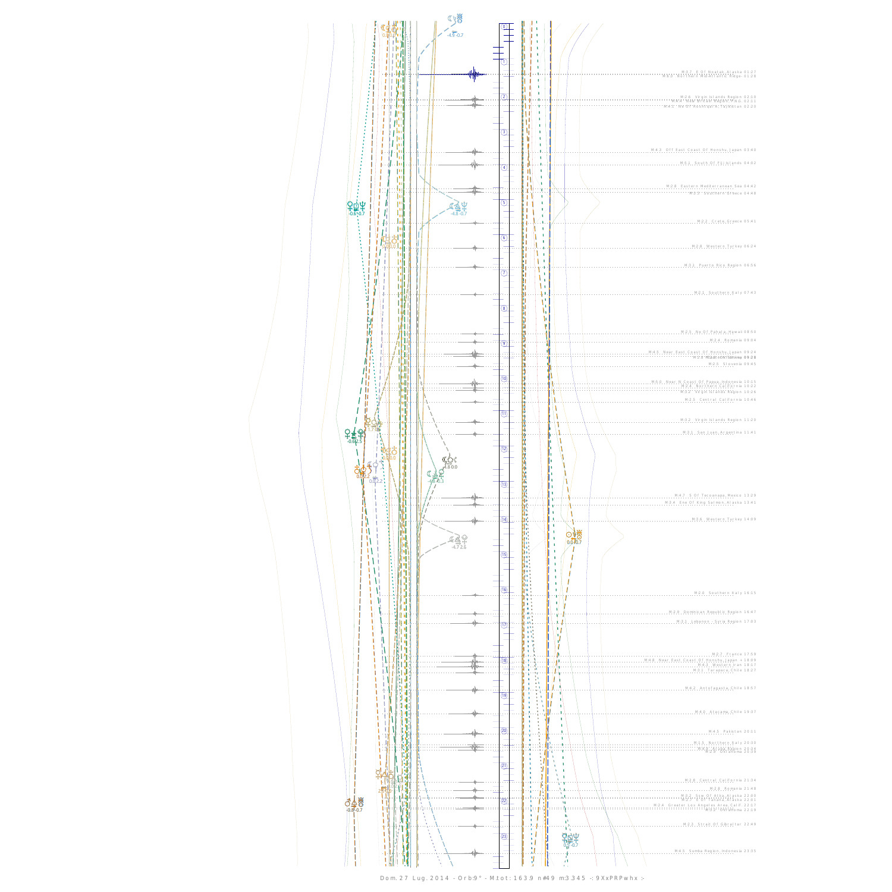M 3.7 E Of Noatak Alaska 01:27
M 5.0 Northern Mid-Atlantic Ridge 01:28

M 2.6 Virgin Islands Region 02:10
M 3.4 New Britain Region P.N.G. 02:11
M 4.0 Mt Of Afghan-Tajikistan 02:20

M 4.3 Off East Coast Of Honshu Japan 03:40
M 5.1 South Of Fiji Islands 04:02

M 2.8 Eastern Mediterranean Sea 04:42
M 3.0 Southern Greece 04:48

M 2.2 Crete Greece 05:41

M 2.8 Western Turkey 06:24

M 3.1 Puerto Rico Region 06:56

M 2.1 Southern Italy 07:43

M 2.5 Ne Of Pahala Hawaii 08:50
M 2.4 Romania 09:04
M 4.5 Near East Coast Of Honshu Japan 09:24
M 2.8 Western Turkey 09:28
M 2.5 Slovenia 09:45

M 5.0 Near N Coast Of Papua Indonesia 10:15
M 2.4 Northern California 10:22
M 3.2 Virgin Islands Region 10:26
M 2.5 Central California 10:46

M 3.2 Virgin Islands Region 11:20
M 3.1 San Juan Argentina 11:41

M 4.7 S Of Tecoanapa Mexico 13:29
M 3.4 Ene Of King Salmon Alaska 13:41
M 3.6 Western Turkey 14:09

M 2.0 Southern Italy 16:15

M 2.9 Dominican Republic Region 16:47
M 3.1 Lebanon - Syria Region 17:03

M 2.7 France 17:59
M 4.8 Near East Coast Of Honshu Japan 18:09
M 4.2 Western Iran 18:17
M 3.5 Tarapaca Chile 18:27

M 4.2 Antofagasta Chile 18:57

M 4.0 Atacama Chile 19:37

M 4.5 Pakistan 20:11

M 1.5 Northern Italy 20:30
M 2.9 Oklahoma 20:39

M 3.8 Central California 21:34
M 3.8 Romania 21:48
M 3.2 Ssw Of Atka Alaska 22:00
M 2.7 E Of Talkeetna Alaska 22:01
M 2.4 Greater Los Angeles Area Calif 22:17
M 3.1 Oklahoma 22:19

M 2.3 Strait Of Gibraltar 22:49

M 4.5 Sumba Region Indonesia 23:35

Dom. 27 Lug. 2014 - Orb:9° - M.tot: 163.9 n#49 m:3.345 -: 9XxPRPwhx :-